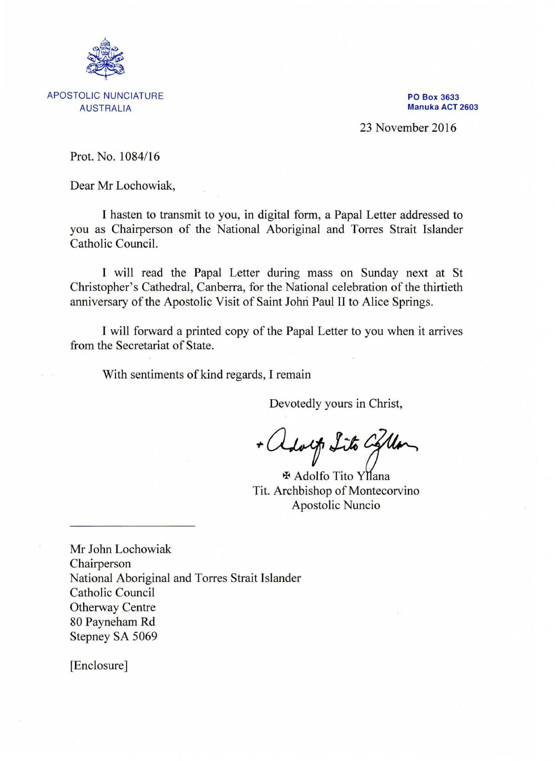APOSTOLIC NUNCIATURE
AUSTRALIA

**PO Box 3633**
**Manuka ACT 2603**

23 November 2016

Prot. No. 1084/16

Dear Mr Lochowiak,

I hasten to transmit to you, in digital form, a Papal Letter addressed to you as Chairperson of the National Aboriginal and Torres Strait Islander Catholic Council.

I will read the Papal Letter during mass on Sunday next at St Christopher's Cathedral, Canberra, for the National celebration of the thirtieth anniversary of the Apostolic Visit of Saint John Paul II to Alice Springs.

I will forward a printed copy of the Papal Letter to you when it arrives from the Secretariat of State.

With sentiments of kind regards, I remain

Devotedly yours in Christ,

+ Adolfo Tito Yllana

✠ Adolfo Tito Yllana
Tit. Archbishop of Montecorvino
Apostolic Nuncio

---

Mr John Lochowiak
Chairperson
National Aboriginal and Torres Strait Islander
Catholic Council
Otherway Centre
80 Payneham Rd
Stepney SA 5069

[Enclosure]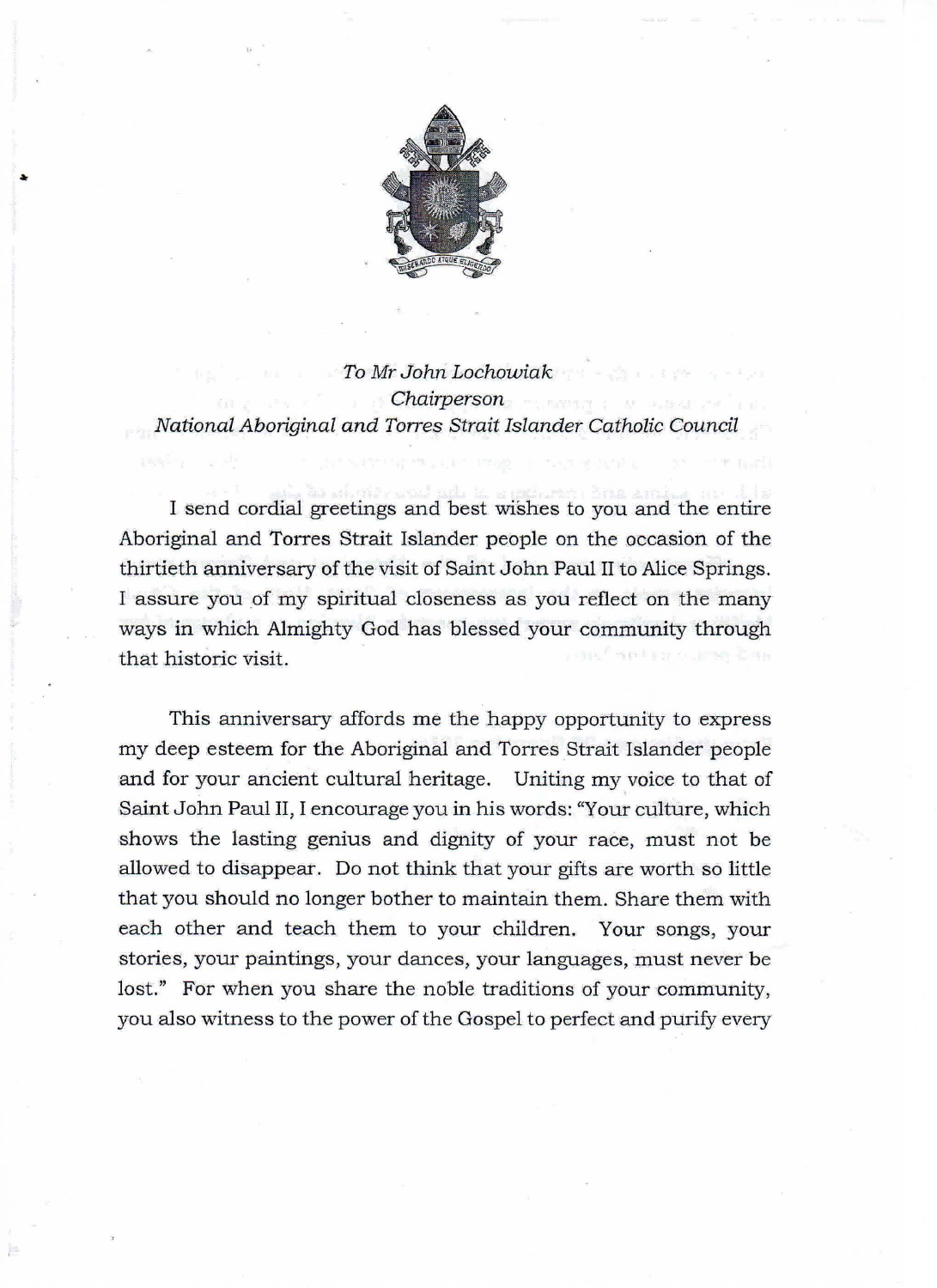*To Mr John Lochowiak*
*Chairperson*
*National Aboriginal and Torres Strait Islander Catholic Council*

I send cordial greetings and best wishes to you and the entire Aboriginal and Torres Strait Islander people on the occasion of the thirtieth anniversary of the visit of Saint John Paul II to Alice Springs. I assure you of my spiritual closeness as you reflect on the many ways in which Almighty God has blessed your community through that historic visit.

This anniversary affords me the happy opportunity to express my deep esteem for the Aboriginal and Torres Strait Islander people and for your ancient cultural heritage. Uniting my voice to that of Saint John Paul II, I encourage you in his words: "Your culture, which shows the lasting genius and dignity of your race, must not be allowed to disappear. Do not think that your gifts are worth so little that you should no longer bother to maintain them. Share them with each other and teach them to your children. Your songs, your stories, your paintings, your dances, your languages, must never be lost." For when you share the noble traditions of your community, you also witness to the power of the Gospel to perfect and purify every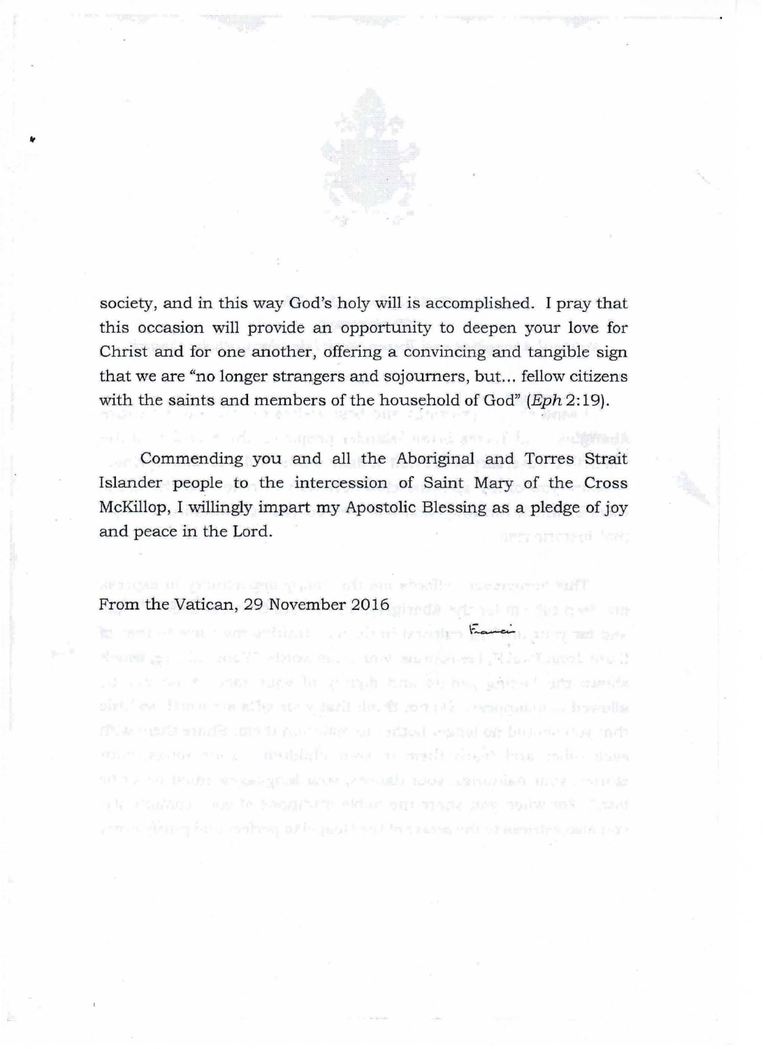society, and in this way God's holy will is accomplished. I pray that this occasion will provide an opportunity to deepen your love for Christ and for one another, offering a convincing and tangible sign that we are "no longer strangers and sojourners, but... fellow citizens with the saints and members of the household of God" (*Eph* 2:19).

Commending you and all the Aboriginal and Torres Strait Islander people to the intercession of Saint Mary of the Cross McKillop, I willingly impart my Apostolic Blessing as a pledge of joy and peace in the Lord.

From the Vatican, 29 November 2016

Francis